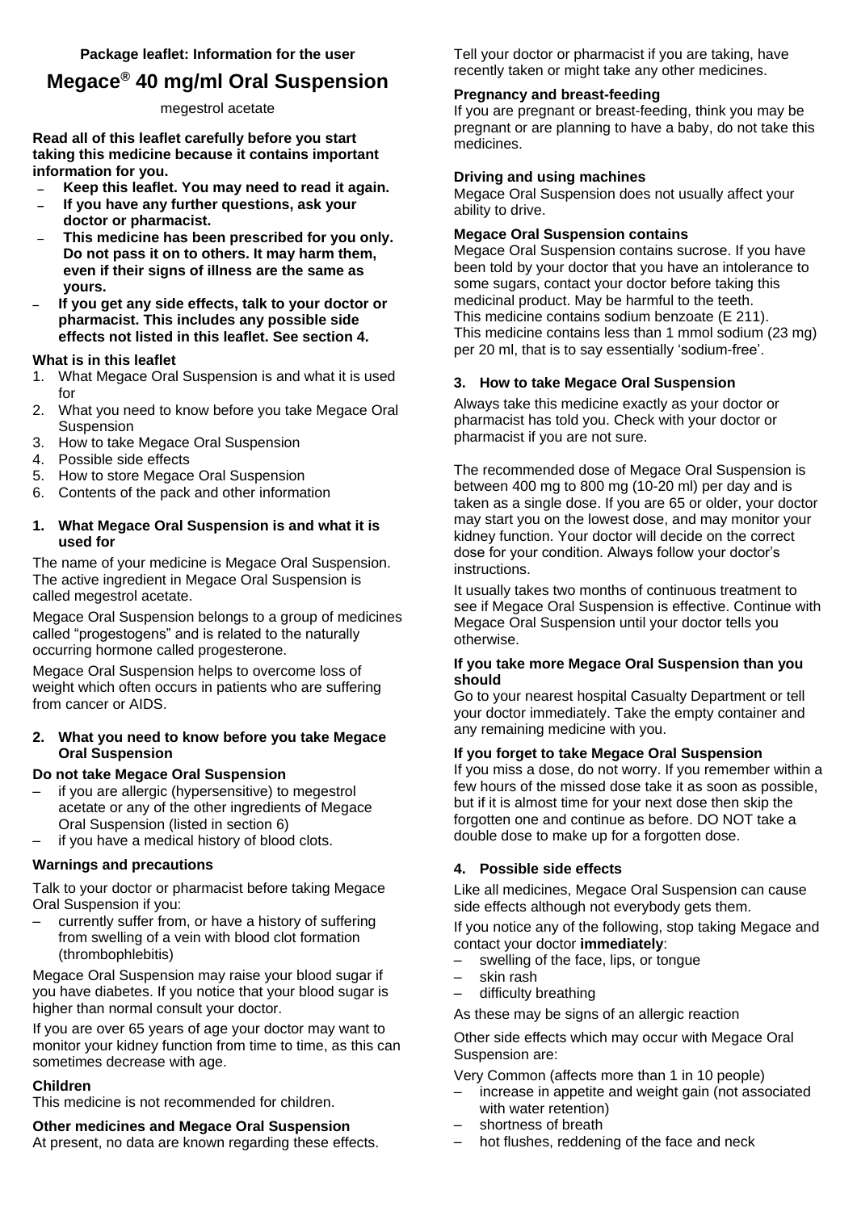**Package leaflet: Information for the user**

# Megace® 40 mg/ml Oral Suspension

megestrol acetate

**Read all of this leaflet carefully before you start taking this medicine because it contains important information for you.**

- **Keep this leaflet. You may need to read it again.**
- **If you have any further questions, ask your doctor or pharmacist.**
- **This medicine has been prescribed for you only. Do not pass it on to others. It may harm them, even if their signs of illness are the same as yours.**
- **If you get any side effects, talk to your doctor or pharmacist. This includes any possible side effects not listed in this leaflet. See section 4.**

**What is in this leaflet**

1. What Megace Oral Suspension is and what it is used for
2. What you need to know before you take Megace Oral Suspension
3. How to take Megace Oral Suspension
4. Possible side effects
5. How to store Megace Oral Suspension
6. Contents of the pack and other information

## 1. What Megace Oral Suspension is and what it is used for

The name of your medicine is Megace Oral Suspension. The active ingredient in Megace Oral Suspension is called megestrol acetate.

Megace Oral Suspension belongs to a group of medicines called "progestogens" and is related to the naturally occurring hormone called progesterone.

Megace Oral Suspension helps to overcome loss of weight which often occurs in patients who are suffering from cancer or AIDS.

## 2. What you need to know before you take Megace Oral Suspension

**Do not take Megace Oral Suspension**

- if you are allergic (hypersensitive) to megestrol acetate or any of the other ingredients of Megace Oral Suspension (listed in section 6)
- if you have a medical history of blood clots.

**Warnings and precautions**

Talk to your doctor or pharmacist before taking Megace Oral Suspension if you:

- currently suffer from, or have a history of suffering from swelling of a vein with blood clot formation (thrombophlebitis)

Megace Oral Suspension may raise your blood sugar if you have diabetes. If you notice that your blood sugar is higher than normal consult your doctor.

If you are over 65 years of age your doctor may want to monitor your kidney function from time to time, as this can sometimes decrease with age.

**Children**

This medicine is not recommended for children.

**Other medicines and Megace Oral Suspension**

At present, no data are known regarding these effects. Tell your doctor or pharmacist if you are taking, have recently taken or might take any other medicines.

**Pregnancy and breast-feeding**

If you are pregnant or breast-feeding, think you may be pregnant or are planning to have a baby, do not take this medicines.

**Driving and using machines**

Megace Oral Suspension does not usually affect your ability to drive.

**Megace Oral Suspension contains**

Megace Oral Suspension contains sucrose. If you have been told by your doctor that you have an intolerance to some sugars, contact your doctor before taking this medicinal product. May be harmful to the teeth.
This medicine contains sodium benzoate (E 211).
This medicine contains less than 1 mmol sodium (23 mg) per 20 ml, that is to say essentially 'sodium-free'.

## 3. How to take Megace Oral Suspension

Always take this medicine exactly as your doctor or pharmacist has told you. Check with your doctor or pharmacist if you are not sure.

The recommended dose of Megace Oral Suspension is between 400 mg to 800 mg (10-20 ml) per day and is taken as a single dose. If you are 65 or older, your doctor may start you on the lowest dose, and may monitor your kidney function. Your doctor will decide on the correct dose for your condition. Always follow your doctor's instructions.

It usually takes two months of continuous treatment to see if Megace Oral Suspension is effective. Continue with Megace Oral Suspension until your doctor tells you otherwise.

**If you take more Megace Oral Suspension than you should**

Go to your nearest hospital Casualty Department or tell your doctor immediately. Take the empty container and any remaining medicine with you.

**If you forget to take Megace Oral Suspension**

If you miss a dose, do not worry. If you remember within a few hours of the missed dose take it as soon as possible, but if it is almost time for your next dose then skip the forgotten one and continue as before. DO NOT take a double dose to make up for a forgotten dose.

## 4. Possible side effects

Like all medicines, Megace Oral Suspension can cause side effects although not everybody gets them.

If you notice any of the following, stop taking Megace and contact your doctor **immediately**:

- swelling of the face, lips, or tongue
- skin rash
- difficulty breathing

As these may be signs of an allergic reaction

Other side effects which may occur with Megace Oral Suspension are:

Very Common (affects more than 1 in 10 people)

- increase in appetite and weight gain (not associated with water retention)
- shortness of breath
- hot flushes, reddening of the face and neck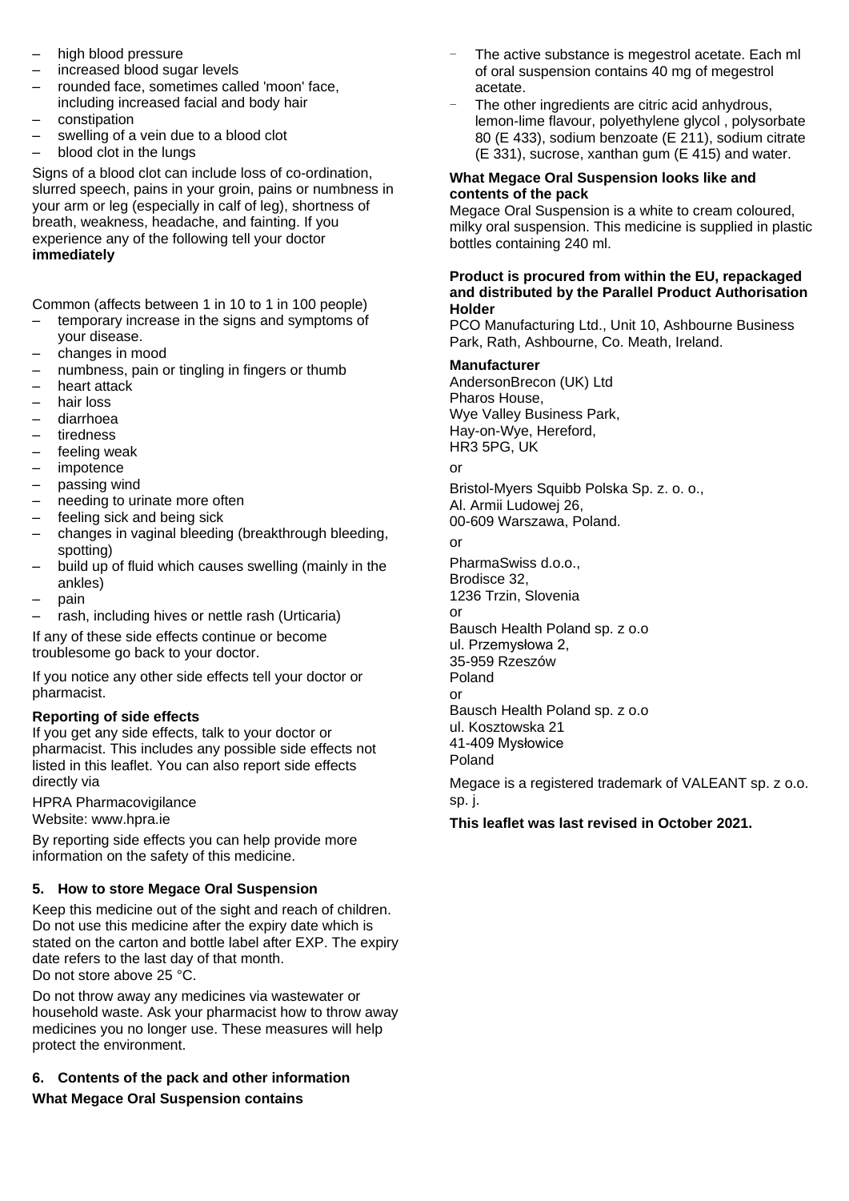- high blood pressure
- increased blood sugar levels
- rounded face, sometimes called 'moon' face, including increased facial and body hair
- constipation
- swelling of a vein due to a blood clot
- blood clot in the lungs

Signs of a blood clot can include loss of co-ordination, slurred speech, pains in your groin, pains or numbness in your arm or leg (especially in calf of leg), shortness of breath, weakness, headache, and fainting. If you experience any of the following tell your doctor **immediately**

Common (affects between 1 in 10 to 1 in 100 people)

- temporary increase in the signs and symptoms of your disease.
- changes in mood
- numbness, pain or tingling in fingers or thumb
- heart attack
- hair loss
- diarrhoea
- tiredness
- feeling weak
- impotence
- passing wind
- needing to urinate more often
- feeling sick and being sick
- changes in vaginal bleeding (breakthrough bleeding, spotting)
- build up of fluid which causes swelling (mainly in the ankles)
- pain
- rash, including hives or nettle rash (Urticaria)

If any of these side effects continue or become troublesome go back to your doctor.

If you notice any other side effects tell your doctor or pharmacist.

**Reporting of side effects**

If you get any side effects, talk to your doctor or pharmacist. This includes any possible side effects not listed in this leaflet. You can also report side effects directly via

HPRA Pharmacovigilance
Website: www.hpra.ie

By reporting side effects you can help provide more information on the safety of this medicine.

## 5. How to store Megace Oral Suspension

Keep this medicine out of the sight and reach of children. Do not use this medicine after the expiry date which is stated on the carton and bottle label after EXP. The expiry date refers to the last day of that month.
Do not store above 25 °C.

Do not throw away any medicines via wastewater or household waste. Ask your pharmacist how to throw away medicines you no longer use. These measures will help protect the environment.

## 6. Contents of the pack and other information

**What Megace Oral Suspension contains**

- The active substance is megestrol acetate. Each ml of oral suspension contains 40 mg of megestrol acetate.
- The other ingredients are citric acid anhydrous, lemon-lime flavour, polyethylene glycol , polysorbate 80 (E 433), sodium benzoate (E 211), sodium citrate (E 331), sucrose, xanthan gum (E 415) and water.

**What Megace Oral Suspension looks like and contents of the pack**

Megace Oral Suspension is a white to cream coloured, milky oral suspension. This medicine is supplied in plastic bottles containing 240 ml.

**Product is procured from within the EU, repackaged and distributed by the Parallel Product Authorisation Holder**

PCO Manufacturing Ltd., Unit 10, Ashbourne Business Park, Rath, Ashbourne, Co. Meath, Ireland.

**Manufacturer**

AndersonBrecon (UK) Ltd
Pharos House,
Wye Valley Business Park,
Hay-on-Wye, Hereford,
HR3 5PG, UK

or

Bristol-Myers Squibb Polska Sp. z. o. o.,
Al. Armii Ludowej 26,
00-609 Warszawa, Poland.

or

PharmaSwiss d.o.o.,
Brodisce 32,
1236 Trzin, Slovenia

or

Bausch Health Poland sp. z o.o
ul. Przemysłowa 2,
35-959 Rzeszów
Poland

or

Bausch Health Poland sp. z o.o
ul. Kosztowska 21
41-409 Mysłowice
Poland

Megace is a registered trademark of VALEANT sp. z o.o. sp. j.

**This leaflet was last revised in October 2021.**